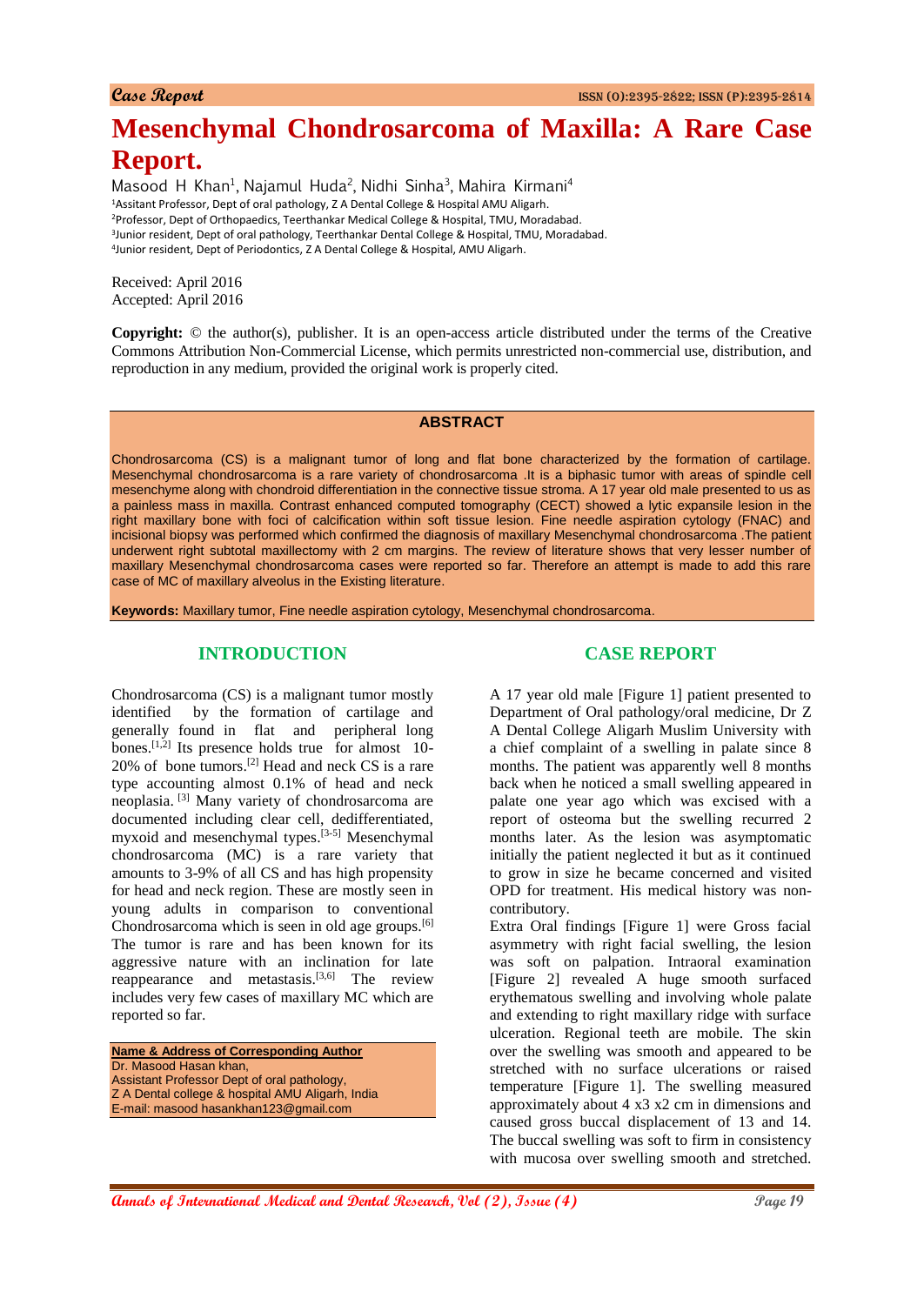Case Report

# Mesenchymal Chondrosarcoma of Maxilla: A Rare Case Report.

Masood H Khan[1], Najamul Huda[2], Nidhi Sinha[3], Mahira Kirmani[4]

[1]Assitant Professor, Dept of oral pathology, Z A Dental College & Hospital AMU Aligarh.
[2]Professor, Dept of Orthopaedics, Teerthankar Medical College & Hospital, TMU, Moradabad.
[3]Junior resident, Dept of oral pathology, Teerthankar Dental College & Hospital, TMU, Moradabad.
[4]Junior resident, Dept of Periodontics, Z A Dental College & Hospital, AMU Aligarh.

Received: April 2016
Accepted: April 2016

**Copyright:** © the author(s), publisher. It is an open-access article distributed under the terms of the Creative Commons Attribution Non-Commercial License, which permits unrestricted non-commercial use, distribution, and reproduction in any medium, provided the original work is properly cited.

## ABSTRACT

Chondrosarcoma (CS) is a malignant tumor of long and flat bone characterized by the formation of cartilage. Mesenchymal chondrosarcoma is a rare variety of chondrosarcoma .It is a biphasic tumor with areas of spindle cell mesenchyme along with chondroid differentiation in the connective tissue stroma. A 17 year old male presented to us as a painless mass in maxilla. Contrast enhanced computed tomography (CECT) showed a lytic expansile lesion in the right maxillary bone with foci of calcification within soft tissue lesion. Fine needle aspiration cytology (FNAC) and incisional biopsy was performed which confirmed the diagnosis of maxillary Mesenchymal chondrosarcoma .The patient underwent right subtotal maxillectomy with 2 cm margins. The review of literature shows that very lesser number of maxillary Mesenchymal chondrosarcoma cases were reported so far. Therefore an attempt is made to add this rare case of MC of maxillary alveolus in the Existing literature.

**Keywords:** Maxillary tumor, Fine needle aspiration cytology, Mesenchymal chondrosarcoma.

## INTRODUCTION

Chondrosarcoma (CS) is a malignant tumor mostly identified by the formation of cartilage and generally found in flat and peripheral long bones.[1,2] Its presence holds true for almost 10-20% of bone tumors.[2] Head and neck CS is a rare type accounting almost 0.1% of head and neck neoplasia. [3] Many variety of chondrosarcoma are documented including clear cell, dedifferentiated, myxoid and mesenchymal types.[3-5] Mesenchymal chondrosarcoma (MC) is a rare variety that amounts to 3-9% of all CS and has high propensity for head and neck region. These are mostly seen in young adults in comparison to conventional Chondrosarcoma which is seen in old age groups.[6] The tumor is rare and has been known for its aggressive nature with an inclination for late reappearance and metastasis.[3,6] The review includes very few cases of maxillary MC which are reported so far.

**Name & Address of Corresponding Author**
Dr. Masood Hasan khan,
Assistant Professor Dept of oral pathology,
Z A Dental college & hospital AMU Aligarh, India
E-mail: masood hasankhan123@gmail.com

## CASE REPORT

A 17 year old male [Figure 1] patient presented to Department of Oral pathology/oral medicine, Dr Z A Dental College Aligarh Muslim University with a chief complaint of a swelling in palate since 8 months. The patient was apparently well 8 months back when he noticed a small swelling appeared in palate one year ago which was excised with a report of osteoma but the swelling recurred 2 months later. As the lesion was asymptomatic initially the patient neglected it but as it continued to grow in size he became concerned and visited OPD for treatment. His medical history was non-contributory.

Extra Oral findings [Figure 1] were Gross facial asymmetry with right facial swelling, the lesion was soft on palpation. Intraoral examination [Figure 2] revealed A huge smooth surfaced erythematous swelling and involving whole palate and extending to right maxillary ridge with surface ulceration. Regional teeth are mobile. The skin over the swelling was smooth and appeared to be stretched with no surface ulcerations or raised temperature [Figure 1]. The swelling measured approximately about 4 x3 x2 cm in dimensions and caused gross buccal displacement of 13 and 14. The buccal swelling was soft to firm in consistency with mucosa over swelling smooth and stretched.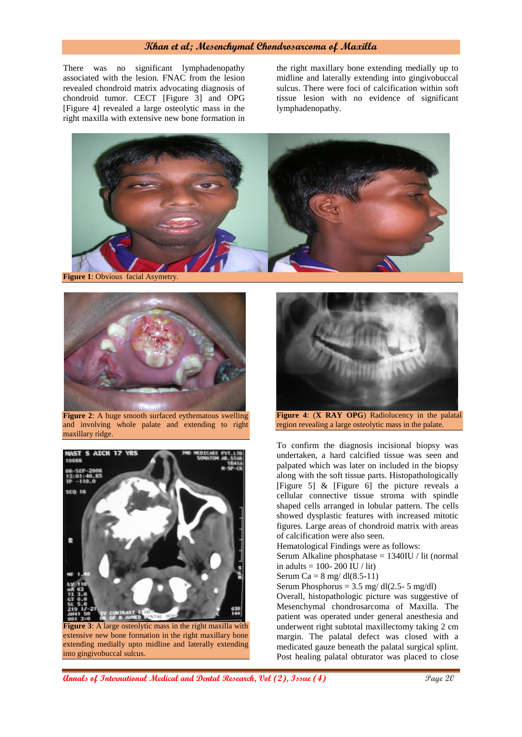There was no significant lymphadenopathy associated with the lesion. FNAC from the lesion revealed chondroid matrix advocating diagnosis of chondroid tumor. CECT [Figure 3] and OPG [Figure 4] revealed a large osteolytic mass in the right maxilla with extensive new bone formation in the right maxillary bone extending medially up to midline and laterally extending into gingivobuccal sulcus. There were foci of calcification within soft tissue lesion with no evidence of significant lymphadenopathy.

**Figure 1**: Obvious facial Asymetry.

**Figure 2**: A huge smooth surfaced eythematous swelling and involving whole palate and extending to right maxillary ridge.

**Figure 3**: A large osteolytic mass in the right maxilla with extensive new bone formation in the right maxillary bone extending medially upto midline and laterally extending into gingivobuccal sulcus.

**Figure 4**: (**X RAY OPG**) Radiolucency in the palatal region revealing a large osteolytic mass in the palate.

To confirm the diagnosis incisional biopsy was undertaken, a hard calcified tissue was seen and palpated which was later on included in the biopsy along with the soft tissue parts. Histopathologically [Figure 5] & [Figure 6] the picture reveals a cellular connective tissue stroma with spindle shaped cells arranged in lobular pattern. The cells showed dysplastic features with increased mitotic figures. Large areas of chondroid matrix with areas of calcification were also seen.

Hematological Findings were as follows:

Serum Alkaline phosphatase = 1340IU / lit (normal in adults = 100- 200 IU / lit)

Serum Ca = 8 mg/ dl(8.5-11)

Serum Phosphorus = 3.5 mg/ dl(2.5- 5 mg/dl)

Overall, histopathologic picture was suggestive of Mesenchymal chondrosarcoma of Maxilla. The patient was operated under general anesthesia and underwent right subtotal maxillectomy taking 2 cm margin. The palatal defect was closed with a medicated gauze beneath the palatal surgical splint. Post healing palatal obturator was placed to close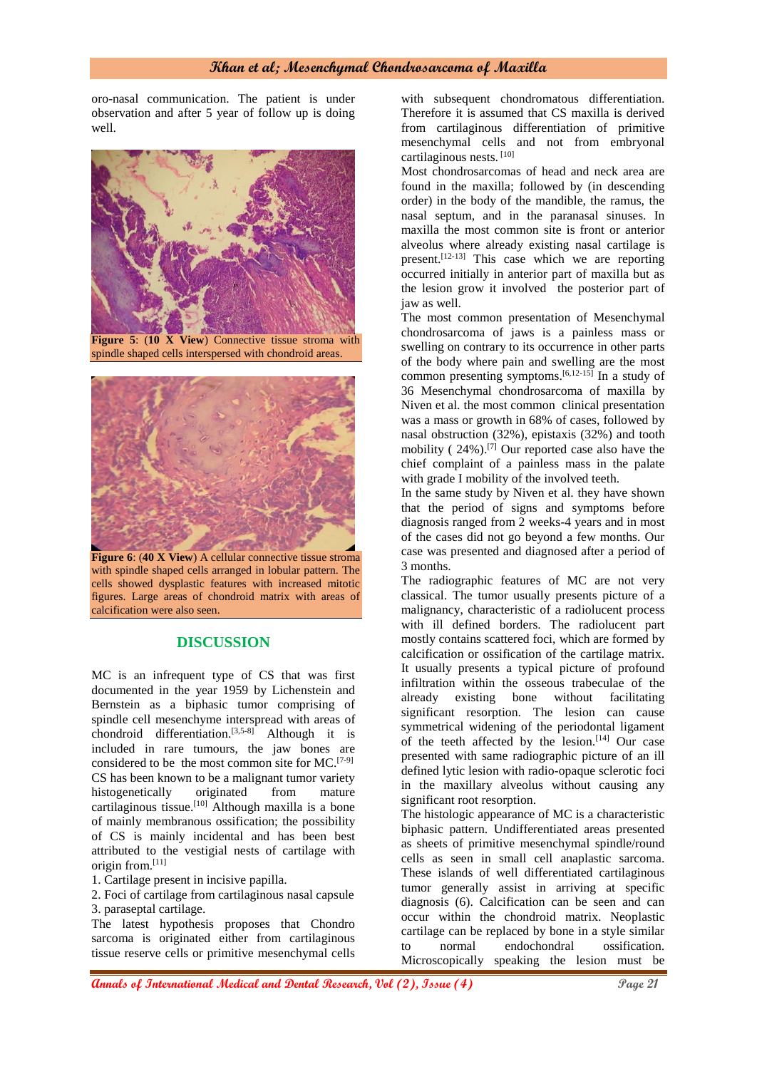oro-nasal communication. The patient is under observation and after 5 year of follow up is doing well.

**Figure 5**: (**10 X View**) Connective tissue stroma with spindle shaped cells interspersed with chondroid areas.

**Figure 6**: (**40 X View**) A cellular connective tissue stroma with spindle shaped cells arranged in lobular pattern. The cells showed dysplastic features with increased mitotic figures. Large areas of chondroid matrix with areas of calcification were also seen.

## DISCUSSION

MC is an infrequent type of CS that was first documented in the year 1959 by Lichenstein and Bernstein as a biphasic tumor comprising of spindle cell mesenchyme interspread with areas of chondroid differentiation.[3,5-8] Although it is included in rare tumours, the jaw bones are considered to be the most common site for MC.[7-9] CS has been known to be a malignant tumor variety histogenetically originated from mature cartilaginous tissue.[10] Although maxilla is a bone of mainly membranous ossification; the possibility of CS is mainly incidental and has been best attributed to the vestigial nests of cartilage with origin from.[11]

1. Cartilage present in incisive papilla.
2. Foci of cartilage from cartilaginous nasal capsule
3. paraseptal cartilage.

The latest hypothesis proposes that Chondro sarcoma is originated either from cartilaginous tissue reserve cells or primitive mesenchymal cells with subsequent chondromatous differentiation. Therefore it is assumed that CS maxilla is derived from cartilaginous differentiation of primitive mesenchymal cells and not from embryonal cartilaginous nests. [10]

Most chondrosarcomas of head and neck area are found in the maxilla; followed by (in descending order) in the body of the mandible, the ramus, the nasal septum, and in the paranasal sinuses. In maxilla the most common site is front or anterior alveolus where already existing nasal cartilage is present.[12-13] This case which we are reporting occurred initially in anterior part of maxilla but as the lesion grow it involved the posterior part of jaw as well.

The most common presentation of Mesenchymal chondrosarcoma of jaws is a painless mass or swelling on contrary to its occurrence in other parts of the body where pain and swelling are the most common presenting symptoms.[6,12-15] In a study of 36 Mesenchymal chondrosarcoma of maxilla by Niven et al. the most common clinical presentation was a mass or growth in 68% of cases, followed by nasal obstruction (32%), epistaxis (32%) and tooth mobility ( 24%).[7] Our reported case also have the chief complaint of a painless mass in the palate with grade I mobility of the involved teeth.

In the same study by Niven et al. they have shown that the period of signs and symptoms before diagnosis ranged from 2 weeks-4 years and in most of the cases did not go beyond a few months. Our case was presented and diagnosed after a period of 3 months.

The radiographic features of MC are not very classical. The tumor usually presents picture of a malignancy, characteristic of a radiolucent process with ill defined borders. The radiolucent part mostly contains scattered foci, which are formed by calcification or ossification of the cartilage matrix. It usually presents a typical picture of profound infiltration within the osseous trabeculae of the already existing bone without facilitating significant resorption. The lesion can cause symmetrical widening of the periodontal ligament of the teeth affected by the lesion.[14] Our case presented with same radiographic picture of an ill defined lytic lesion with radio-opaque sclerotic foci in the maxillary alveolus without causing any significant root resorption.

The histologic appearance of MC is a characteristic biphasic pattern. Undifferentiated areas presented as sheets of primitive mesenchymal spindle/round cells as seen in small cell anaplastic sarcoma. These islands of well differentiated cartilaginous tumor generally assist in arriving at specific diagnosis (6). Calcification can be seen and can occur within the chondroid matrix. Neoplastic cartilage can be replaced by bone in a style similar to normal endochondral ossification. Microscopically speaking the lesion must be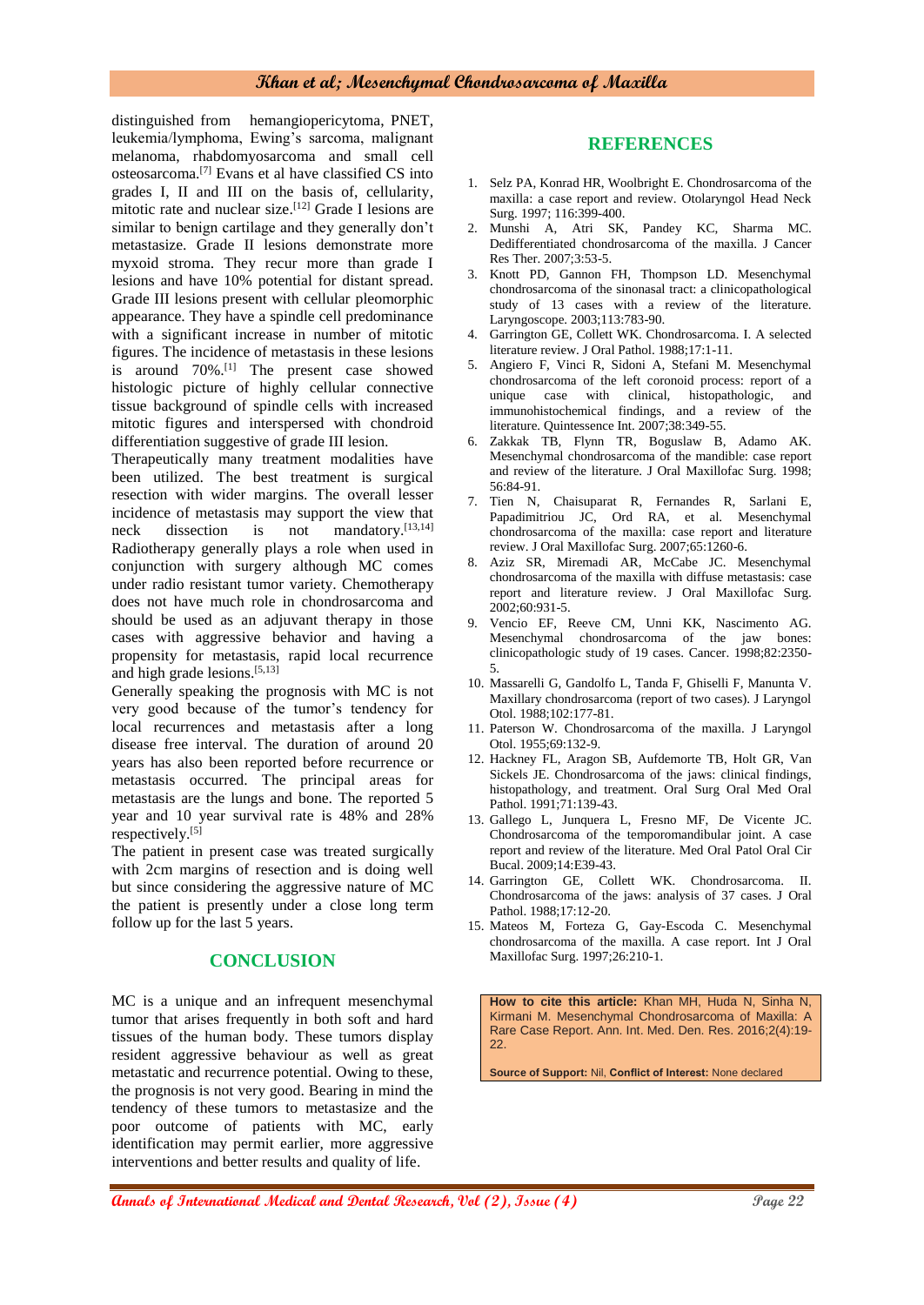distinguished from hemangiopericytoma, PNET, leukemia/lymphoma, Ewing's sarcoma, malignant melanoma, rhabdomyosarcoma and small cell osteosarcoma.[7] Evans et al have classified CS into grades I, II and III on the basis of, cellularity, mitotic rate and nuclear size.[12] Grade I lesions are similar to benign cartilage and they generally don't metastasize. Grade II lesions demonstrate more myxoid stroma. They recur more than grade I lesions and have 10% potential for distant spread. Grade III lesions present with cellular pleomorphic appearance. They have a spindle cell predominance with a significant increase in number of mitotic figures. The incidence of metastasis in these lesions is around 70%.[1] The present case showed histologic picture of highly cellular connective tissue background of spindle cells with increased mitotic figures and interspersed with chondroid differentiation suggestive of grade III lesion.

Therapeutically many treatment modalities have been utilized. The best treatment is surgical resection with wider margins. The overall lesser incidence of metastasis may support the view that neck dissection is not mandatory.[13,14] Radiotherapy generally plays a role when used in conjunction with surgery although MC comes under radio resistant tumor variety. Chemotherapy does not have much role in chondrosarcoma and should be used as an adjuvant therapy in those cases with aggressive behavior and having a propensity for metastasis, rapid local recurrence and high grade lesions.[5,13]

Generally speaking the prognosis with MC is not very good because of the tumor's tendency for local recurrences and metastasis after a long disease free interval. The duration of around 20 years has also been reported before recurrence or metastasis occurred. The principal areas for metastasis are the lungs and bone. The reported 5 year and 10 year survival rate is 48% and 28% respectively.[5]

The patient in present case was treated surgically with 2cm margins of resection and is doing well but since considering the aggressive nature of MC the patient is presently under a close long term follow up for the last 5 years.

## CONCLUSION

MC is a unique and an infrequent mesenchymal tumor that arises frequently in both soft and hard tissues of the human body. These tumors display resident aggressive behaviour as well as great metastatic and recurrence potential. Owing to these, the prognosis is not very good. Bearing in mind the tendency of these tumors to metastasize and the poor outcome of patients with MC, early identification may permit earlier, more aggressive interventions and better results and quality of life.

## REFERENCES

1. Selz PA, Konrad HR, Woolbright E. Chondrosarcoma of the maxilla: a case report and review. Otolaryngol Head Neck Surg. 1997; 116:399-400.
2. Munshi A, Atri SK, Pandey KC, Sharma MC. Dedifferentiated chondrosarcoma of the maxilla. J Cancer Res Ther. 2007;3:53-5.
3. Knott PD, Gannon FH, Thompson LD. Mesenchymal chondrosarcoma of the sinonasal tract: a clinicopathological study of 13 cases with a review of the literature. Laryngoscope. 2003;113:783-90.
4. Garrington GE, Collett WK. Chondrosarcoma. I. A selected literature review. J Oral Pathol. 1988;17:1-11.
5. Angiero F, Vinci R, Sidoni A, Stefani M. Mesenchymal chondrosarcoma of the left coronoid process: report of a unique case with clinical, histopathologic, and immunohistochemical findings, and a review of the literature. Quintessence Int. 2007;38:349-55.
6. Zakkak TB, Flynn TR, Boguslaw B, Adamo AK. Mesenchymal chondrosarcoma of the mandible: case report and review of the literature. J Oral Maxillofac Surg. 1998; 56:84-91.
7. Tien N, Chaisuparat R, Fernandes R, Sarlani E, Papadimitriou JC, Ord RA, et al. Mesenchymal chondrosarcoma of the maxilla: case report and literature review. J Oral Maxillofac Surg. 2007;65:1260-6.
8. Aziz SR, Miremadi AR, McCabe JC. Mesenchymal chondrosarcoma of the maxilla with diffuse metastasis: case report and literature review. J Oral Maxillofac Surg. 2002;60:931-5.
9. Vencio EF, Reeve CM, Unni KK, Nascimento AG. Mesenchymal chondrosarcoma of the jaw bones: clinicopathologic study of 19 cases. Cancer. 1998;82:2350-5.
10. Massarelli G, Gandolfo L, Tanda F, Ghiselli F, Manunta V. Maxillary chondrosarcoma (report of two cases). J Laryngol Otol. 1988;102:177-81.
11. Paterson W. Chondrosarcoma of the maxilla. J Laryngol Otol. 1955;69:132-9.
12. Hackney FL, Aragon SB, Aufdemorte TB, Holt GR, Van Sickels JE. Chondrosarcoma of the jaws: clinical findings, histopathology, and treatment. Oral Surg Oral Med Oral Pathol. 1991;71:139-43.
13. Gallego L, Junquera L, Fresno MF, De Vicente JC. Chondrosarcoma of the temporomandibular joint. A case report and review of the literature. Med Oral Patol Oral Cir Bucal. 2009;14:E39-43.
14. Garrington GE, Collett WK. Chondrosarcoma. II. Chondrosarcoma of the jaws: analysis of 37 cases. J Oral Pathol. 1988;17:12-20.
15. Mateos M, Forteza G, Gay-Escoda C. Mesenchymal chondrosarcoma of the maxilla. A case report. Int J Oral Maxillofac Surg. 1997;26:210-1.

**How to cite this article:** Khan MH, Huda N, Sinha N, Kirmani M. Mesenchymal Chondrosarcoma of Maxilla: A Rare Case Report. Ann. Int. Med. Den. Res. 2016;2(4):19-22.

**Source of Support:** Nil, **Conflict of Interest:** None declared